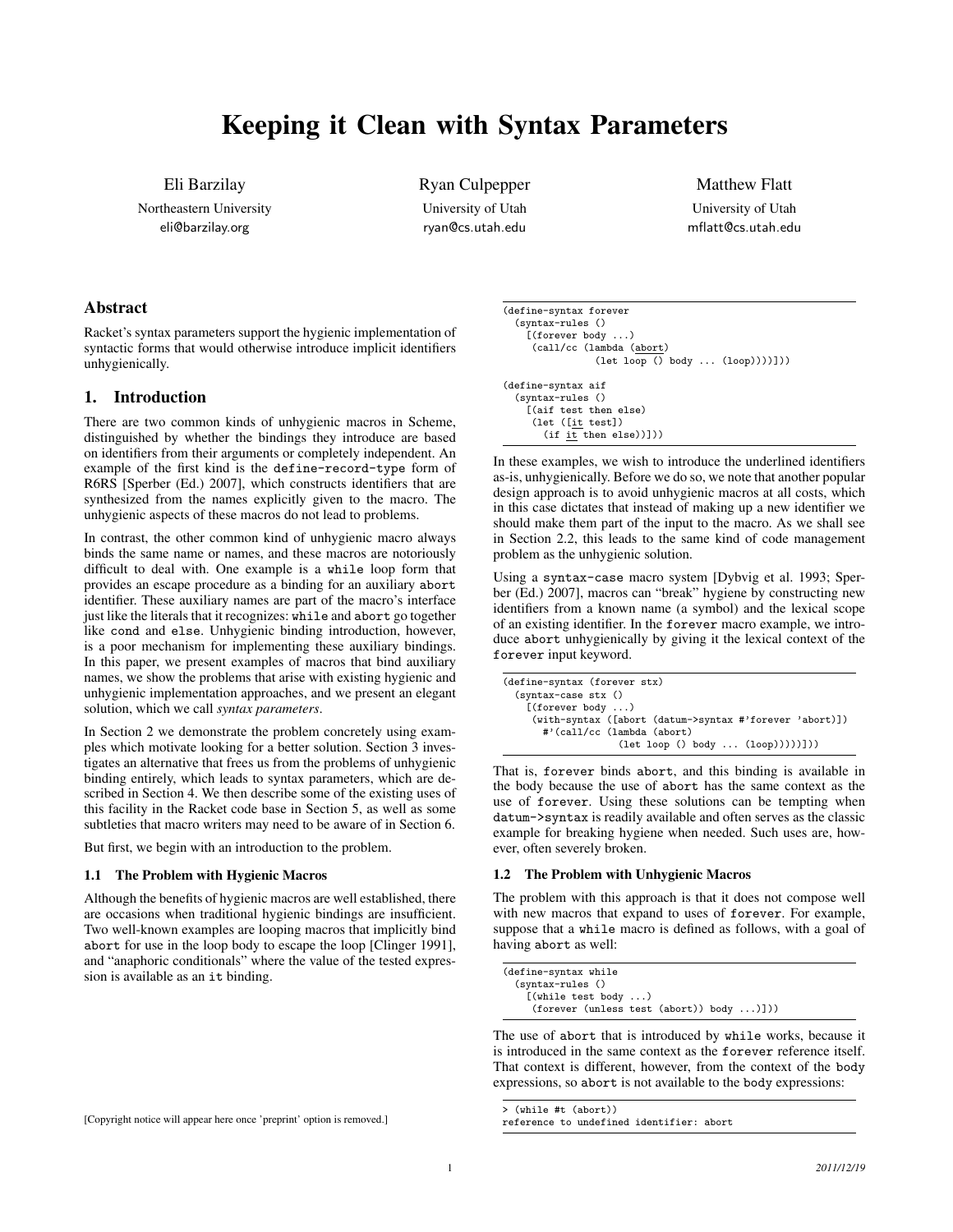# Keeping it Clean with Syntax Parameters

Eli Barzilay
Northeastern University
eli@barzilay.org

Ryan Culpepper
University of Utah
ryan@cs.utah.edu

Matthew Flatt
University of Utah
mflatt@cs.utah.edu

## Abstract

Racket's syntax parameters support the hygienic implementation of syntactic forms that would otherwise introduce implicit identifiers unhygienically.

## 1. Introduction

There are two common kinds of unhygienic macros in Scheme, distinguished by whether the bindings they introduce are based on identifiers from their arguments or completely independent. An example of the first kind is the `define-record-type` form of R6RS [Sperber (Ed.) 2007], which constructs identifiers that are synthesized from the names explicitly given to the macro. The unhygienic aspects of these macros do not lead to problems.

In contrast, the other common kind of unhygienic macro always binds the same name or names, and these macros are notoriously difficult to deal with. One example is a `while` loop form that provides an escape procedure as a binding for an auxiliary `abort` identifier. These auxiliary names are part of the macro's interface just like the literals that it recognizes: `while` and `abort` go together like `cond` and `else`. Unhygienic binding introduction, however, is a poor mechanism for implementing these auxiliary bindings. In this paper, we present examples of macros that bind auxiliary names, we show the problems that arise with existing hygienic and unhygienic implementation approaches, and we present an elegant solution, which we call *syntax parameters*.

In Section 2 we demonstrate the problem concretely using examples which motivate looking for a better solution. Section 3 investigates an alternative that frees us from the problems of unhygienic binding entirely, which leads to syntax parameters, which are described in Section 4. We then describe some of the existing uses of this facility in the Racket code base in Section 5, as well as some subtleties that macro writers may need to be aware of in Section 6.

But first, we begin with an introduction to the problem.

### 1.1 The Problem with Hygienic Macros

Although the benefits of hygienic macros are well established, there are occasions when traditional hygienic bindings are insufficient. Two well-known examples are looping macros that implicitly bind `abort` for use in the loop body to escape the loop [Clinger 1991], and "anaphoric conditionals" where the value of the tested expression is available as an `it` binding.

```
(define-syntax forever
  (syntax-rules ()
    [(forever body ...)
     (call/cc (lambda (abort)
                (let loop () body ... (loop))))]))

(define-syntax aif
  (syntax-rules ()
    [(aif test then else)
     (let ([it test])
       (if it then else))]))
```

In these examples, we wish to introduce the underlined identifiers as-is, unhygienically. Before we do so, we note that another popular design approach is to avoid unhygienic macros at all costs, which in this case dictates that instead of making up a new identifier we should make them part of the input to the macro. As we shall see in Section 2.2, this leads to the same kind of code management problem as the unhygienic solution.

Using a `syntax-case` macro system [Dybvig et al. 1993; Sperber (Ed.) 2007], macros can "break" hygiene by constructing new identifiers from a known name (a symbol) and the lexical scope of an existing identifier. In the `forever` macro example, we introduce `abort` unhygienically by giving it the lexical context of the `forever` input keyword.

```
(define-syntax (forever stx)
  (syntax-case stx ()
    [(forever body ...)
     (with-syntax ([abort (datum->syntax #'forever 'abort)])
       #'(call/cc (lambda (abort)
                    (let loop () body ... (loop)))))]))
```

That is, `forever` binds `abort`, and this binding is available in the body because the use of `abort` has the same context as the use of `forever`. Using these solutions can be tempting when `datum->syntax` is readily available and often serves as the classic example for breaking hygiene when needed. Such uses are, however, often severely broken.

### 1.2 The Problem with Unhygienic Macros

The problem with this approach is that it does not compose well with new macros that expand to uses of `forever`. For example, suppose that a `while` macro is defined as follows, with a goal of having `abort` as well:

```
(define-syntax while
  (syntax-rules ()
    [(while test body ...)
     (forever (unless test (abort)) body ...)]))
```

The use of `abort` that is introduced by `while` works, because it is introduced in the same context as the `forever` reference itself. That context is different, however, from the context of the `body` expressions, so `abort` is not available to the `body` expressions:

```
> (while #t (abort))
reference to undefined identifier: abort
```

[Copyright notice will appear here once 'preprint' option is removed.]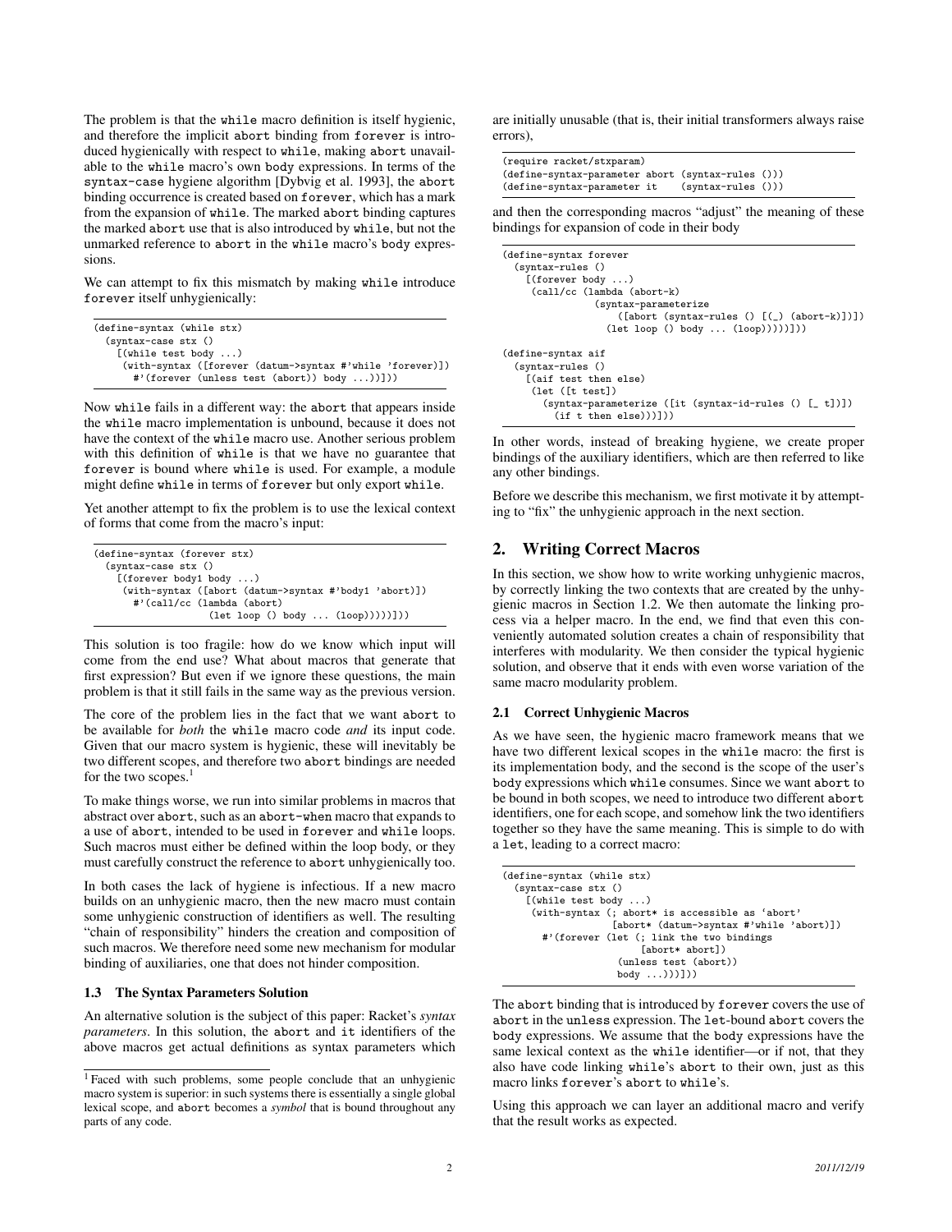The problem is that the `while` macro definition is itself hygienic, and therefore the implicit `abort` binding from `forever` is introduced hygienically with respect to `while`, making `abort` unavailable to the `while` macro's own `body` expressions. In terms of the `syntax-case` hygiene algorithm [Dybvig et al. 1993], the `abort` binding occurrence is created based on `forever`, which has a mark from the expansion of `while`. The marked `abort` binding captures the marked `abort` use that is also introduced by `while`, but not the unmarked reference to `abort` in the `while` macro's `body` expressions.

We can attempt to fix this mismatch by making `while` introduce `forever` itself unhygienically:

```
(define-syntax (while stx)
  (syntax-case stx ()
    [(while test body ...)
     (with-syntax ([forever (datum->syntax #'while 'forever)])
       #'(forever (unless test (abort)) body ...))]))
```

Now `while` fails in a different way: the `abort` that appears inside the `while` macro implementation is unbound, because it does not have the context of the `while` macro use. Another serious problem with this definition of `while` is that we have no guarantee that `forever` is bound where `while` is used. For example, a module might define `while` in terms of `forever` but only export `while`.

Yet another attempt to fix the problem is to use the lexical context of forms that come from the macro's input:

```
(define-syntax (forever stx)
  (syntax-case stx ()
    [(forever body1 body ...)
     (with-syntax ([abort (datum->syntax #'body1 'abort)])
       #'(call/cc (lambda (abort)
                    (let loop () body ... (loop)))))]))
```

This solution is too fragile: how do we know which input will come from the end use? What about macros that generate that first expression? But even if we ignore these questions, the main problem is that it still fails in the same way as the previous version.

The core of the problem lies in the fact that we want `abort` to be available for *both* the `while` macro code *and* its input code. Given that our macro system is hygienic, these will inevitably be two different scopes, and therefore two `abort` bindings are needed for the two scopes.[1]

To make things worse, we run into similar problems in macros that abstract over `abort`, such as an `abort-when` macro that expands to a use of `abort`, intended to be used in `forever` and `while` loops. Such macros must either be defined within the loop body, or they must carefully construct the reference to `abort` unhygienically too.

In both cases the lack of hygiene is infectious. If a new macro builds on an unhygienic macro, then the new macro must contain some unhygienic construction of identifiers as well. The resulting "chain of responsibility" hinders the creation and composition of such macros. We therefore need some new mechanism for modular binding of auxiliaries, one that does not hinder composition.

### 1.3 The Syntax Parameters Solution

An alternative solution is the subject of this paper: Racket's *syntax parameters*. In this solution, the `abort` and `it` identifiers of the above macros get actual definitions as syntax parameters which are initially unusable (that is, their initial transformers always raise errors),

```
(require racket/stxparam)
(define-syntax-parameter abort (syntax-rules ()))
(define-syntax-parameter it    (syntax-rules ()))
```

and then the corresponding macros "adjust" the meaning of these bindings for expansion of code in their body

```
(define-syntax forever
  (syntax-rules ()
    [(forever body ...)
     (call/cc (lambda (abort-k)
                (syntax-parameterize
                    ([abort (syntax-rules () [(_) (abort-k)])])
                  (let loop () body ... (loop)))))]))

(define-syntax aif
  (syntax-rules ()
    [(aif test then else)
     (let ([t test])
       (syntax-parameterize ([it (syntax-id-rules () [_ t])])
         (if t then else)))]))
```

In other words, instead of breaking hygiene, we create proper bindings of the auxiliary identifiers, which are then referred to like any other bindings.

Before we describe this mechanism, we first motivate it by attempting to "fix" the unhygienic approach in the next section.

## 2. Writing Correct Macros

In this section, we show how to write working unhygienic macros, by correctly linking the two contexts that are created by the unhygienic macros in Section 1.2. We then automate the linking process via a helper macro. In the end, we find that even this conveniently automated solution creates a chain of responsibility that interferes with modularity. We then consider the typical hygienic solution, and observe that it ends with even worse variation of the same macro modularity problem.

### 2.1 Correct Unhygienic Macros

As we have seen, the hygienic macro framework means that we have two different lexical scopes in the `while` macro: the first is its implementation body, and the second is the scope of the user's `body` expressions which `while` consumes. Since we want `abort` to be bound in both scopes, we need to introduce two different `abort` identifiers, one for each scope, and somehow link the two identifiers together so they have the same meaning. This is simple to do with a `let`, leading to a correct macro:

```
(define-syntax (while stx)
  (syntax-case stx ()
    [(while test body ...)
     (with-syntax (; abort* is accessible as 'abort'
                   [abort* (datum->syntax #'while 'abort)])
       #'(forever (let (; link the two bindings
                        [abort* abort])
                    (unless test (abort))
                    body ...)))]))
```

The `abort` binding that is introduced by `forever` covers the use of `abort` in the `unless` expression. The `let`-bound `abort` covers the `body` expressions. We assume that the `body` expressions have the same lexical context as the `while` identifier—or if not, that they also have code linking `while`'s `abort` to their own, just as this macro links `forever`'s `abort` to `while`'s.

Using this approach we can layer an additional macro and verify that the result works as expected.

[1] Faced with such problems, some people conclude that an unhygienic macro system is superior: in such systems there is essentially a single global lexical scope, and `abort` becomes a *symbol* that is bound throughout any parts of any code.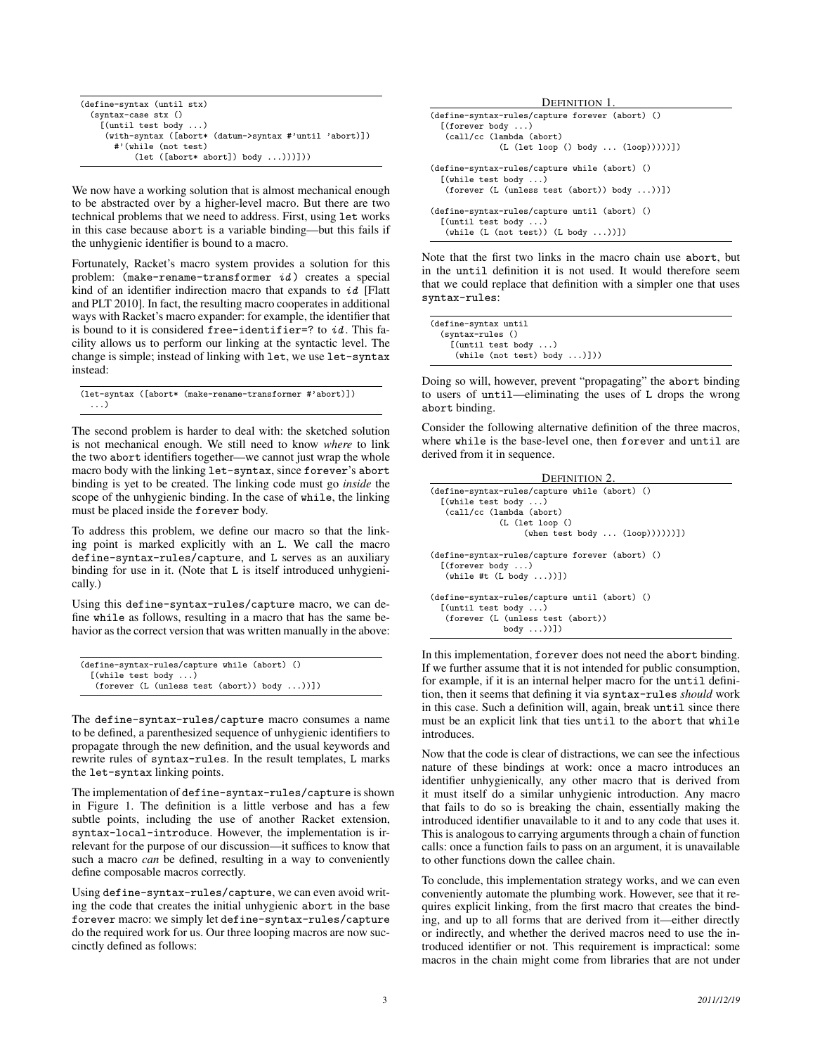```
(define-syntax (until stx)
  (syntax-case stx ()
    [(until test body ...)
     (with-syntax ([abort* (datum->syntax #'until 'abort)])
       #'(while (not test)
           (let ([abort* abort]) body ...)))]))
```

We now have a working solution that is almost mechanical enough to be abstracted over by a higher-level macro. But there are two technical problems that we need to address. First, using `let` works in this case because `abort` is a variable binding—but this fails if the unhygienic identifier is bound to a macro.

Fortunately, Racket's macro system provides a solution for this problem: `(make-rename-transformer id)` creates a special kind of an identifier indirection macro that expands to *id* [Flatt and PLT 2010]. In fact, the resulting macro cooperates in additional ways with Racket's macro expander: for example, the identifier that is bound to it is considered `free-identifier=?` to *id*. This facility allows us to perform our linking at the syntactic level. The change is simple; instead of linking with `let`, we use `let-syntax` instead:

```
(let-syntax ([abort* (make-rename-transformer #'abort)])
  ...)
```

The second problem is harder to deal with: the sketched solution is not mechanical enough. We still need to know *where* to link the two `abort` identifiers together—we cannot just wrap the whole macro body with the linking `let-syntax`, since `forever`'s `abort` binding is yet to be created. The linking code must go *inside* the scope of the unhygienic binding. In the case of `while`, the linking must be placed inside the `forever` body.

To address this problem, we define our macro so that the linking point is marked explicitly with an `L`. We call the macro `define-syntax-rules/capture`, and `L` serves as an auxiliary binding for use in it. (Note that `L` is itself introduced unhygienically.)

Using this `define-syntax-rules/capture` macro, we can define `while` as follows, resulting in a macro that has the same behavior as the correct version that was written manually in the above:

```
(define-syntax-rules/capture while (abort) ()
  [(while test body ...)
   (forever (L (unless test (abort)) body ...))])
```

The `define-syntax-rules/capture` macro consumes a name to be defined, a parenthesized sequence of unhygienic identifiers to propagate through the new definition, and the usual keywords and rewrite rules of `syntax-rules`. In the result templates, `L` marks the `let-syntax` linking points.

The implementation of `define-syntax-rules/capture` is shown in Figure 1. The definition is a little verbose and has a few subtle points, including the use of another Racket extension, `syntax-local-introduce`. However, the implementation is irrelevant for the purpose of our discussion—it suffices to know that such a macro *can* be defined, resulting in a way to conveniently define composable macros correctly.

Using `define-syntax-rules/capture`, we can even avoid writing the code that creates the initial unhygienic `abort` in the base `forever` macro: we simply let `define-syntax-rules/capture` do the required work for us. Our three looping macros are now succinctly defined as follows:

DEFINITION 1.

```
(define-syntax-rules/capture forever (abort) ()
  [(forever body ...)
   (call/cc (lambda (abort)
              (L (let loop () body ... (loop)))))])

(define-syntax-rules/capture while (abort) ()
  [(while test body ...)
   (forever (L (unless test (abort)) body ...))])

(define-syntax-rules/capture until (abort) ()
  [(until test body ...)
   (while (L (not test)) (L body ...))])
```

Note that the first two links in the macro chain use `abort`, but in the `until` definition it is not used. It would therefore seem that we could replace that definition with a simpler one that uses `syntax-rules`:

```
(define-syntax until
  (syntax-rules ()
    [(until test body ...)
     (while (not test) body ...)]))
```

Doing so will, however, prevent "propagating" the `abort` binding to users of `until`—eliminating the uses of `L` drops the wrong `abort` binding.

Consider the following alternative definition of the three macros, where `while` is the base-level one, then `forever` and `until` are derived from it in sequence.

DEFINITION 2.

```
(define-syntax-rules/capture while (abort) ()
  [(while test body ...)
   (call/cc (lambda (abort)
              (L (let loop ()
                   (when test body ... (loop))))))])

(define-syntax-rules/capture forever (abort) ()
  [(forever body ...)
   (while #t (L body ...))])

(define-syntax-rules/capture until (abort) ()
  [(until test body ...)
   (forever (L (unless test (abort))
               body ...))])
```

In this implementation, `forever` does not need the `abort` binding. If we further assume that it is not intended for public consumption, for example, if it is an internal helper macro for the `until` definition, then it seems that defining it via `syntax-rules` *should* work in this case. Such a definition will, again, break `until` since there must be an explicit link that ties `until` to the `abort` that `while` introduces.

Now that the code is clear of distractions, we can see the infectious nature of these bindings at work: once a macro introduces an identifier unhygienically, any other macro that is derived from it must itself do a similar unhygienic introduction. Any macro that fails to do so is breaking the chain, essentially making the introduced identifier unavailable to it and to any code that uses it. This is analogous to carrying arguments through a chain of function calls: once a function fails to pass on an argument, it is unavailable to other functions down the callee chain.

To conclude, this implementation strategy works, and we can even conveniently automate the plumbing work. However, see that it requires explicit linking, from the first macro that creates the binding, and up to all forms that are derived from it—either directly or indirectly, and whether the derived macros need to use the introduced identifier or not. This requirement is impractical: some macros in the chain might come from libraries that are not under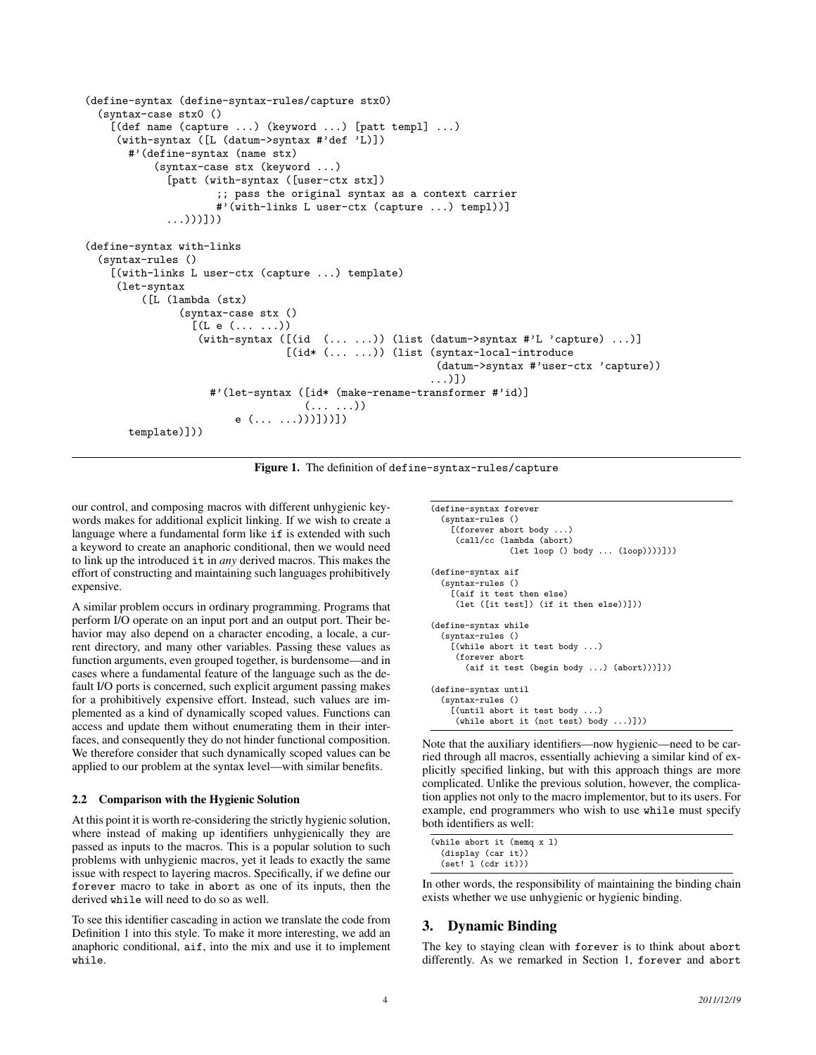```scheme
(define-syntax (define-syntax-rules/capture stx0)
  (syntax-case stx0 ()
    [(def name (capture ...) (keyword ...) [patt templ] ...)
     (with-syntax ([L (datum->syntax #'def 'L)])
       #'(define-syntax (name stx)
           (syntax-case stx (keyword ...)
             [patt (with-syntax ([user-ctx stx])
                     ;; pass the original syntax as a context carrier
                     #'(with-links L user-ctx (capture ...) templ))]
             ...)))]))

(define-syntax with-links
  (syntax-rules ()
    [(with-links L user-ctx (capture ...) template)
     (let-syntax
         ([L (lambda (stx)
               (syntax-case stx ()
                 [(L e (... ...))
                  (with-syntax ([(id  (... ...)) (list (datum->syntax #'L 'capture) ...)]
                                [(id* (... ...)) (list (syntax-local-introduce
                                                        (datum->syntax #'user-ctx 'capture))
                                                       ...)])
                    #'(let-syntax ([id* (make-rename-transformer #'id)]
                                   (... ...))
                        e (... ...)))]))])
       template)]))
```

**Figure 1.** The definition of define-syntax-rules/capture

our control, and composing macros with different unhygienic keywords makes for additional explicit linking. If we wish to create a language where a fundamental form like if is extended with such a keyword to create an anaphoric conditional, then we would need to link up the introduced it in *any* derived macros. This makes the effort of constructing and maintaining such languages prohibitively expensive.

A similar problem occurs in ordinary programming. Programs that perform I/O operate on an input port and an output port. Their behavior may also depend on a character encoding, a locale, a current directory, and many other variables. Passing these values as function arguments, even grouped together, is burdensome—and in cases where a fundamental feature of the language such as the default I/O ports is concerned, such explicit argument passing makes for a prohibitively expensive effort. Instead, such values are implemented as a kind of dynamically scoped values. Functions can access and update them without enumerating them in their interfaces, and consequently they do not hinder functional composition. We therefore consider that such dynamically scoped values can be applied to our problem at the syntax level—with similar benefits.

### 2.2 Comparison with the Hygienic Solution

At this point it is worth re-considering the strictly hygienic solution, where instead of making up identifiers unhygienically they are passed as inputs to the macros. This is a popular solution to such problems with unhygienic macros, yet it leads to exactly the same issue with respect to layering macros. Specifically, if we define our forever macro to take in abort as one of its inputs, then the derived while will need to do so as well.

To see this identifier cascading in action we translate the code from Definition 1 into this style. To make it more interesting, we add an anaphoric conditional, aif, into the mix and use it to implement while.

```scheme
(define-syntax forever
  (syntax-rules ()
    [(forever abort body ...)
     (call/cc (lambda (abort)
                (let loop () body ... (loop))))]))

(define-syntax aif
  (syntax-rules ()
    [(aif it test then else)
     (let ([it test]) (if it then else))]))

(define-syntax while
  (syntax-rules ()
    [(while abort it test body ...)
     (forever abort
       (aif it test (begin body ...) (abort)))]))

(define-syntax until
  (syntax-rules ()
    [(until abort it test body ...)
     (while abort it (not test) body ...)]))
```

Note that the auxiliary identifiers—now hygienic—need to be carried through all macros, essentially achieving a similar kind of explicitly specified linking, but with this approach things are more complicated. Unlike the previous solution, however, the complication applies not only to the macro implementor, but to its users. For example, end programmers who wish to use while must specify both identifiers as well:

```scheme
(while abort it (memq x l)
  (display (car it))
  (set! l (cdr it)))
```

In other words, the responsibility of maintaining the binding chain exists whether we use unhygienic or hygienic binding.

## 3. Dynamic Binding

The key to staying clean with forever is to think about abort differently. As we remarked in Section 1, forever and abort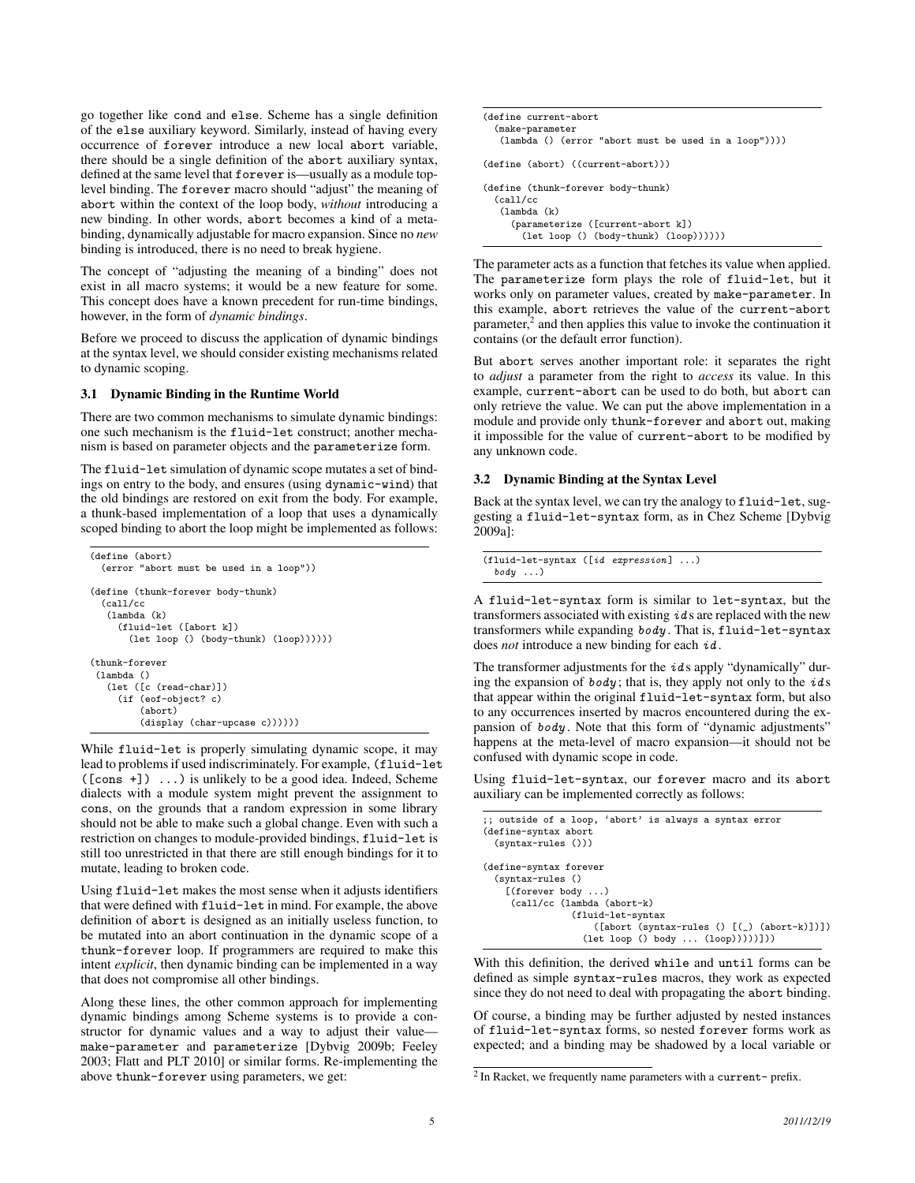go together like cond and else. Scheme has a single definition of the else auxiliary keyword. Similarly, instead of having every occurrence of forever introduce a new local abort variable, there should be a single definition of the abort auxiliary syntax, defined at the same level that forever is—usually as a module top-level binding. The forever macro should "adjust" the meaning of abort within the context of the loop body, *without* introducing a new binding. In other words, abort becomes a kind of a meta-binding, dynamically adjustable for macro expansion. Since no *new* binding is introduced, there is no need to break hygiene.

The concept of "adjusting the meaning of a binding" does not exist in all macro systems; it would be a new feature for some. This concept does have a known precedent for run-time bindings, however, in the form of *dynamic bindings*.

Before we proceed to discuss the application of dynamic bindings at the syntax level, we should consider existing mechanisms related to dynamic scoping.

### 3.1 Dynamic Binding in the Runtime World

There are two common mechanisms to simulate dynamic bindings: one such mechanism is the fluid-let construct; another mechanism is based on parameter objects and the parameterize form.

The fluid-let simulation of dynamic scope mutates a set of bindings on entry to the body, and ensures (using dynamic-wind) that the old bindings are restored on exit from the body. For example, a thunk-based implementation of a loop that uses a dynamically scoped binding to abort the loop might be implemented as follows:

```
(define (abort)
  (error "abort must be used in a loop"))

(define (thunk-forever body-thunk)
  (call/cc
   (lambda (k)
     (fluid-let ([abort k])
       (let loop () (body-thunk) (loop))))))

(thunk-forever
 (lambda ()
   (let ([c (read-char)])
     (if (eof-object? c)
         (abort)
         (display (char-upcase c))))))
```

While fluid-let is properly simulating dynamic scope, it may lead to problems if used indiscriminately. For example, (fluid-let ([cons +]) ...) is unlikely to be a good idea. Indeed, Scheme dialects with a module system might prevent the assignment to cons, on the grounds that a random expression in some library should not be able to make such a global change. Even with such a restriction on changes to module-provided bindings, fluid-let is still too unrestricted in that there are still enough bindings for it to mutate, leading to broken code.

Using fluid-let makes the most sense when it adjusts identifiers that were defined with fluid-let in mind. For example, the above definition of abort is designed as an initially useless function, to be mutated into an abort continuation in the dynamic scope of a thunk-forever loop. If programmers are required to make this intent *explicit*, then dynamic binding can be implemented in a way that does not compromise all other bindings.

Along these lines, the other common approach for implementing dynamic bindings among Scheme systems is to provide a constructor for dynamic values and a way to adjust their value—make-parameter and parameterize [Dybvig 2009b; Feeley 2003; Flatt and PLT 2010] or similar forms. Re-implementing the above thunk-forever using parameters, we get:

```
(define current-abort
  (make-parameter
   (lambda () (error "abort must be used in a loop"))))

(define (abort) ((current-abort)))

(define (thunk-forever body-thunk)
  (call/cc
   (lambda (k)
     (parameterize ([current-abort k])
       (let loop () (body-thunk) (loop))))))
```

The parameter acts as a function that fetches its value when applied. The parameterize form plays the role of fluid-let, but it works only on parameter values, created by make-parameter. In this example, abort retrieves the value of the current-abort parameter,[2] and then applies this value to invoke the continuation it contains (or the default error function).

But abort serves another important role: it separates the right to *adjust* a parameter from the right to *access* its value. In this example, current-abort can be used to do both, but abort can only retrieve the value. We can put the above implementation in a module and provide only thunk-forever and abort out, making it impossible for the value of current-abort to be modified by any unknown code.

### 3.2 Dynamic Binding at the Syntax Level

Back at the syntax level, we can try the analogy to fluid-let, suggesting a fluid-let-syntax form, as in Chez Scheme [Dybvig 2009a]:

```
(fluid-let-syntax ([id expression] ...)
  body ...)
```

A fluid-let-syntax form is similar to let-syntax, but the transformers associated with existing *id*s are replaced with the new transformers while expanding *body*. That is, fluid-let-syntax does *not* introduce a new binding for each *id*.

The transformer adjustments for the *id*s apply "dynamically" during the expansion of *body*; that is, they apply not only to the *id*s that appear within the original fluid-let-syntax form, but also to any occurrences inserted by macros encountered during the expansion of *body*. Note that this form of "dynamic adjustments" happens at the meta-level of macro expansion—it should not be confused with dynamic scope in code.

Using fluid-let-syntax, our forever macro and its abort auxiliary can be implemented correctly as follows:

```
;; outside of a loop, 'abort' is always a syntax error
(define-syntax abort
  (syntax-rules ()))

(define-syntax forever
  (syntax-rules ()
    [(forever body ...)
     (call/cc (lambda (abort-k)
                (fluid-let-syntax
                    ([abort (syntax-rules () [(_) (abort-k)])])
                  (let loop () body ... (loop)))))]))
```

With this definition, the derived while and until forms can be defined as simple syntax-rules macros, they work as expected since they do not need to deal with propagating the abort binding.

Of course, a binding may be further adjusted by nested instances of fluid-let-syntax forms, so nested forever forms work as expected; and a binding may be shadowed by a local variable or

[2] In Racket, we frequently name parameters with a current- prefix.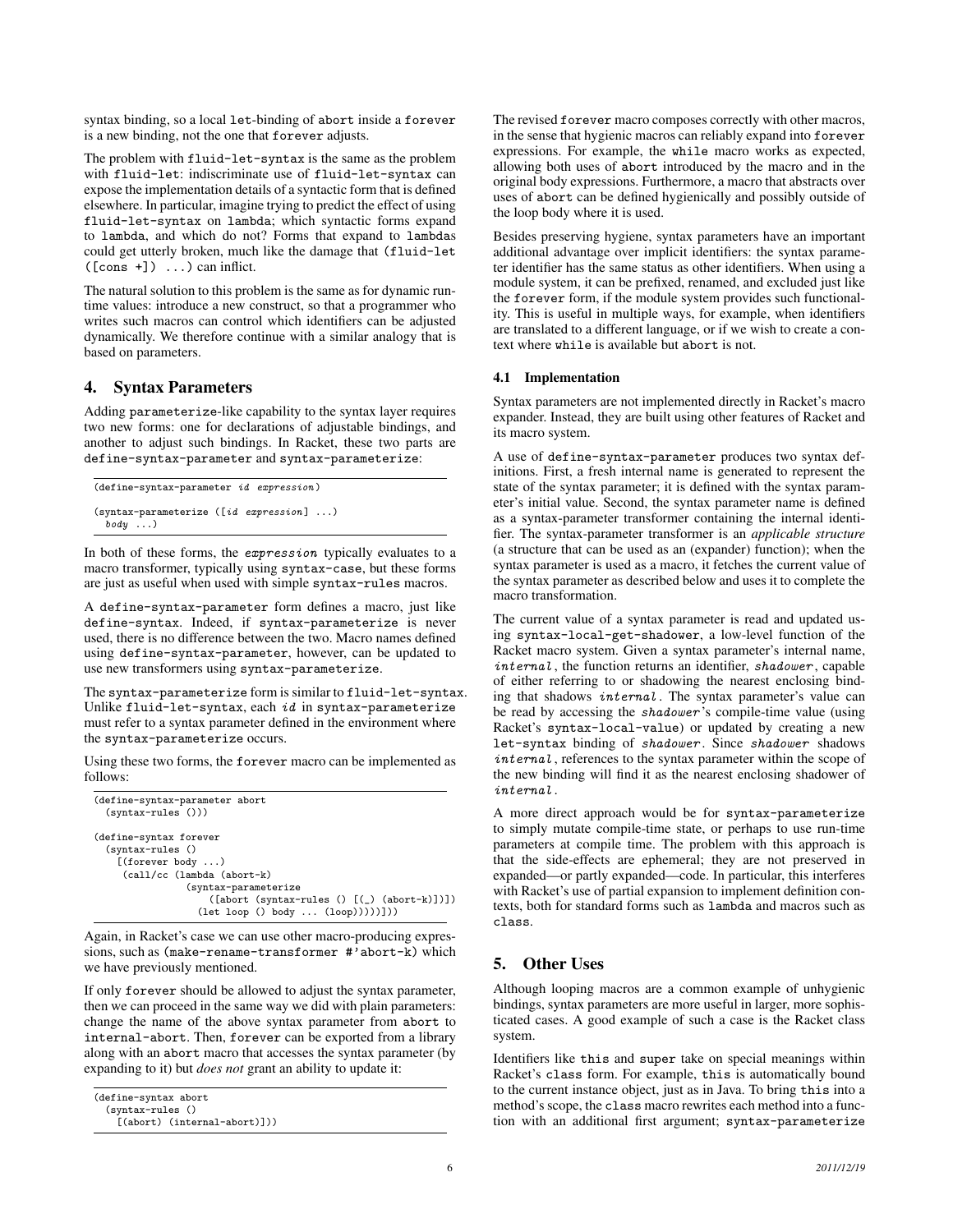syntax binding, so a local `let`-binding of `abort` inside a `forever` is a new binding, not the one that `forever` adjusts.

The problem with `fluid-let-syntax` is the same as the problem with `fluid-let`: indiscriminate use of `fluid-let-syntax` can expose the implementation details of a syntactic form that is defined elsewhere. In particular, imagine trying to predict the effect of using `fluid-let-syntax` on `lambda`; which syntactic forms expand to `lambda`, and which do not? Forms that expand to `lambda`s could get utterly broken, much like the damage that `(fluid-let ([cons +]) ...)` can inflict.

The natural solution to this problem is the same as for dynamic runtime values: introduce a new construct, so that a programmer who writes such macros can control which identifiers can be adjusted dynamically. We therefore continue with a similar analogy that is based on parameters.

## 4. Syntax Parameters

Adding `parameterize`-like capability to the syntax layer requires two new forms: one for declarations of adjustable bindings, and another to adjust such bindings. In Racket, these two parts are `define-syntax-parameter` and `syntax-parameterize`:

```
(define-syntax-parameter id expression)

(syntax-parameterize ([id expression] ...)
  body ...)
```

In both of these forms, the *expression* typically evaluates to a macro transformer, typically using `syntax-case`, but these forms are just as useful when used with simple `syntax-rules` macros.

A `define-syntax-parameter` form defines a macro, just like `define-syntax`. Indeed, if `syntax-parameterize` is never used, there is no difference between the two. Macro names defined using `define-syntax-parameter`, however, can be updated to use new transformers using `syntax-parameterize`.

The `syntax-parameterize` form is similar to `fluid-let-syntax`. Unlike `fluid-let-syntax`, each *id* in `syntax-parameterize` must refer to a syntax parameter defined in the environment where the `syntax-parameterize` occurs.

Using these two forms, the `forever` macro can be implemented as follows:

```
(define-syntax-parameter abort
  (syntax-rules ()))

(define-syntax forever
  (syntax-rules ()
    [(forever body ...)
     (call/cc (lambda (abort-k)
                (syntax-parameterize
                    ([abort (syntax-rules () [(_) (abort-k)])])
                  (let loop () body ... (loop)))))]))
```

Again, in Racket's case we can use other macro-producing expressions, such as `(make-rename-transformer #'abort-k)` which we have previously mentioned.

If only `forever` should be allowed to adjust the syntax parameter, then we can proceed in the same way we did with plain parameters: change the name of the above syntax parameter from `abort` to `internal-abort`. Then, `forever` can be exported from a library along with an `abort` macro that accesses the syntax parameter (by expanding to it) but *does not* grant an ability to update it:

```
(define-syntax abort
  (syntax-rules ()
    [(abort) (internal-abort)]))
```

The revised `forever` macro composes correctly with other macros, in the sense that hygienic macros can reliably expand into `forever` expressions. For example, the `while` macro works as expected, allowing both uses of `abort` introduced by the macro and in the original body expressions. Furthermore, a macro that abstracts over uses of `abort` can be defined hygienically and possibly outside of the loop body where it is used.

Besides preserving hygiene, syntax parameters have an important additional advantage over implicit identifiers: the syntax parameter identifier has the same status as other identifiers. When using a module system, it can be prefixed, renamed, and excluded just like the `forever` form, if the module system provides such functionality. This is useful in multiple ways, for example, when identifiers are translated to a different language, or if we wish to create a context where `while` is available but `abort` is not.

### 4.1 Implementation

Syntax parameters are not implemented directly in Racket's macro expander. Instead, they are built using other features of Racket and its macro system.

A use of `define-syntax-parameter` produces two syntax definitions. First, a fresh internal name is generated to represent the state of the syntax parameter; it is defined with the syntax parameter's initial value. Second, the syntax parameter name is defined as a syntax-parameter transformer containing the internal identifier. The syntax-parameter transformer is an *applicable structure* (a structure that can be used as an (expander) function); when the syntax parameter is used as a macro, it fetches the current value of the syntax parameter as described below and uses it to complete the macro transformation.

The current value of a syntax parameter is read and updated using `syntax-local-get-shadower`, a low-level function of the Racket macro system. Given a syntax parameter's internal name, *internal*, the function returns an identifier, *shadower*, capable of either referring to or shadowing the nearest enclosing binding that shadows *internal*. The syntax parameter's value can be read by accessing the *shadower*'s compile-time value (using Racket's `syntax-local-value`) or updated by creating a new `let-syntax` binding of *shadower*. Since *shadower* shadows *internal*, references to the syntax parameter within the scope of the new binding will find it as the nearest enclosing shadower of *internal*.

A more direct approach would be for `syntax-parameterize` to simply mutate compile-time state, or perhaps to use run-time parameters at compile time. The problem with this approach is that the side-effects are ephemeral; they are not preserved in expanded—or partly expanded—code. In particular, this interferes with Racket's use of partial expansion to implement definition contexts, both for standard forms such as `lambda` and macros such as `class`.

## 5. Other Uses

Although looping macros are a common example of unhygienic bindings, syntax parameters are more useful in larger, more sophisticated cases. A good example of such a case is the Racket class system.

Identifiers like `this` and `super` take on special meanings within Racket's `class` form. For example, `this` is automatically bound to the current instance object, just as in Java. To bring `this` into a method's scope, the `class` macro rewrites each method into a function with an additional first argument; `syntax-parameterize`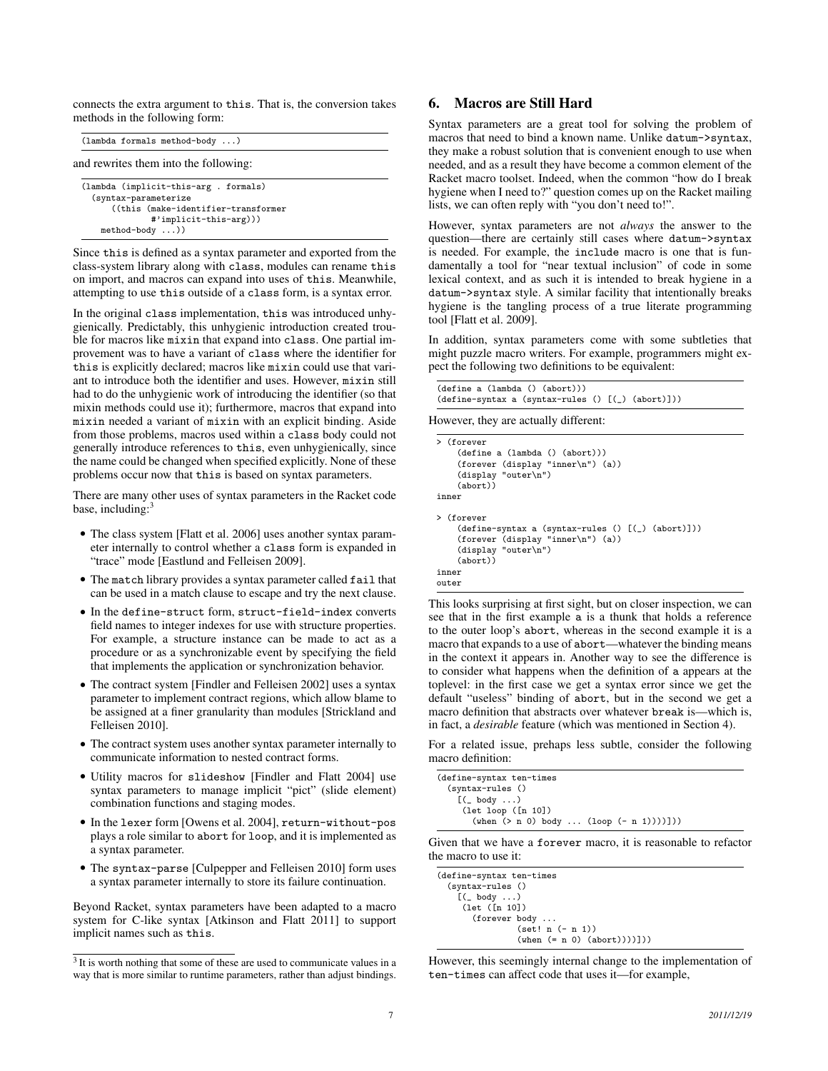connects the extra argument to this. That is, the conversion takes methods in the following form:

```
(lambda formals method-body ...)
```

and rewrites them into the following:

```
(lambda (implicit-this-arg . formals)
  (syntax-parameterize
      ((this (make-identifier-transformer
              #'implicit-this-arg)))
    method-body ...))
```

Since this is defined as a syntax parameter and exported from the class-system library along with class, modules can rename this on import, and macros can expand into uses of this. Meanwhile, attempting to use this outside of a class form, is a syntax error.

In the original class implementation, this was introduced unhygienically. Predictably, this unhygienic introduction created trouble for macros like mixin that expand into class. One partial improvement was to have a variant of class where the identifier for this is explicitly declared; macros like mixin could use that variant to introduce both the identifier and uses. However, mixin still had to do the unhygienic work of introducing the identifier (so that mixin methods could use it); furthermore, macros that expand into mixin needed a variant of mixin with an explicit binding. Aside from those problems, macros used within a class body could not generally introduce references to this, even unhygienically, since the name could be changed when specified explicitly. None of these problems occur now that this is based on syntax parameters.

There are many other uses of syntax parameters in the Racket code base, including:[3]

- The class system [Flatt et al. 2006] uses another syntax parameter internally to control whether a class form is expanded in "trace" mode [Eastlund and Felleisen 2009].
- The match library provides a syntax parameter called fail that can be used in a match clause to escape and try the next clause.
- In the define-struct form, struct-field-index converts field names to integer indexes for use with structure properties. For example, a structure instance can be made to act as a procedure or as a synchronizable event by specifying the field that implements the application or synchronization behavior.
- The contract system [Findler and Felleisen 2002] uses a syntax parameter to implement contract regions, which allow blame to be assigned at a finer granularity than modules [Strickland and Felleisen 2010].
- The contract system uses another syntax parameter internally to communicate information to nested contract forms.
- Utility macros for slideshow [Findler and Flatt 2004] use syntax parameters to manage implicit "pict" (slide element) combination functions and staging modes.
- In the lexer form [Owens et al. 2004], return-without-pos plays a role similar to abort for loop, and it is implemented as a syntax parameter.
- The syntax-parse [Culpepper and Felleisen 2010] form uses a syntax parameter internally to store its failure continuation.

Beyond Racket, syntax parameters have been adapted to a macro system for C-like syntax [Atkinson and Flatt 2011] to support implicit names such as this.

[3] It is worth nothing that some of these are used to communicate values in a way that is more similar to runtime parameters, rather than adjust bindings.

## 6. Macros are Still Hard

Syntax parameters are a great tool for solving the problem of macros that need to bind a known name. Unlike datum->syntax, they make a robust solution that is convenient enough to use when needed, and as a result they have become a common element of the Racket macro toolset. Indeed, when the common "how do I break hygiene when I need to?" question comes up on the Racket mailing lists, we can often reply with "you don't need to!".

However, syntax parameters are not *always* the answer to the question—there are certainly still cases where datum->syntax is needed. For example, the include macro is one that is fundamentally a tool for "near textual inclusion" of code in some lexical context, and as such it is intended to break hygiene in a datum->syntax style. A similar facility that intentionally breaks hygiene is the tangling process of a true literate programming tool [Flatt et al. 2009].

In addition, syntax parameters come with some subtleties that might puzzle macro writers. For example, programmers might expect the following two definitions to be equivalent:

```
(define a (lambda () (abort)))
(define-syntax a (syntax-rules () [(_) (abort)]))
```

However, they are actually different:

```
> (forever
    (define a (lambda () (abort)))
    (forever (display "inner\n") (a))
    (display "outer\n")
    (abort))
inner

> (forever
    (define-syntax a (syntax-rules () [(_) (abort)]))
    (forever (display "inner\n") (a))
    (display "outer\n")
    (abort))
inner
outer
```

This looks surprising at first sight, but on closer inspection, we can see that in the first example a is a thunk that holds a reference to the outer loop's abort, whereas in the second example it is a macro that expands to a use of abort—whatever the binding means in the context it appears in. Another way to see the difference is to consider what happens when the definition of a appears at the toplevel: in the first case we get a syntax error since we get the default "useless" binding of abort, but in the second we get a macro definition that abstracts over whatever break is—which is, in fact, a *desirable* feature (which was mentioned in Section 4).

For a related issue, prehaps less subtle, consider the following macro definition:

```
(define-syntax ten-times
  (syntax-rules ()
    [(_ body ...)
     (let loop ([n 10])
       (when (> n 0) body ... (loop (- n 1))))]))
```

Given that we have a forever macro, it is reasonable to refactor the macro to use it:

```
(define-syntax ten-times
  (syntax-rules ()
    [(_ body ...)
     (let ([n 10])
       (forever body ...
                (set! n (- n 1))
                (when (= n 0) (abort))))]))
```

However, this seemingly internal change to the implementation of ten-times can affect code that uses it—for example,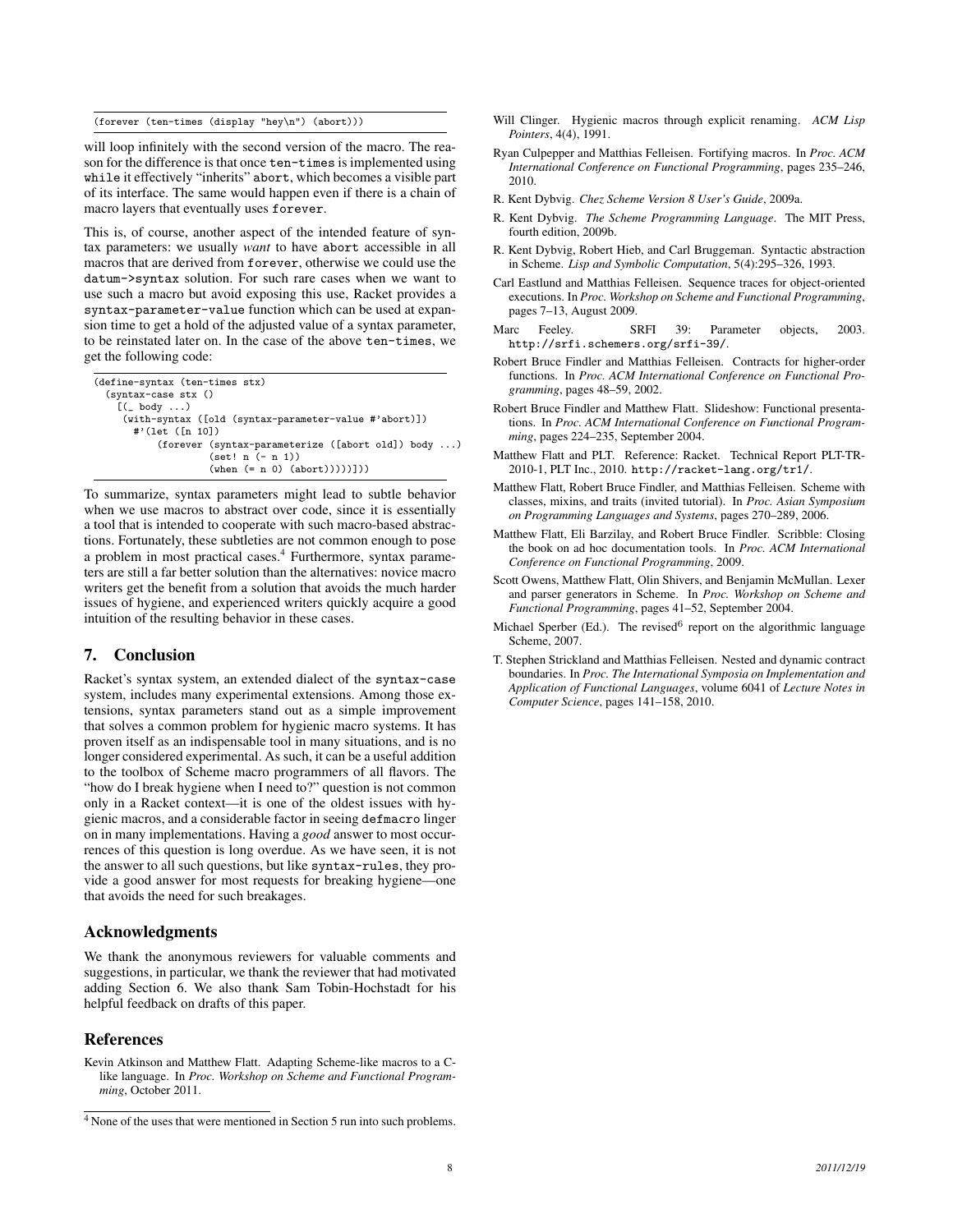```
(forever (ten-times (display "hey\n") (abort)))
```

will loop infinitely with the second version of the macro. The reason for the difference is that once `ten-times` is implemented using `while` it effectively "inherits" `abort`, which becomes a visible part of its interface. The same would happen even if there is a chain of macro layers that eventually uses `forever`.

This is, of course, another aspect of the intended feature of syntax parameters: we usually *want* to have `abort` accessible in all macros that are derived from `forever`, otherwise we could use the `datum->syntax` solution. For such rare cases when we want to use such a macro but avoid exposing this use, Racket provides a `syntax-parameter-value` function which can be used at expansion time to get a hold of the adjusted value of a syntax parameter, to be reinstated later on. In the case of the above `ten-times`, we get the following code:

```
(define-syntax (ten-times stx)
  (syntax-case stx ()
    [(_ body ...)
     (with-syntax ([old (syntax-parameter-value #'abort)])
       #'(let ([n 10])
           (forever (syntax-parameterize ([abort old]) body ...)
                    (set! n (- n 1))
                    (when (= n 0) (abort)))))]))
```

To summarize, syntax parameters might lead to subtle behavior when we use macros to abstract over code, since it is essentially a tool that is intended to cooperate with such macro-based abstractions. Fortunately, these subtleties are not common enough to pose a problem in most practical cases.[4] Furthermore, syntax parameters are still a far better solution than the alternatives: novice macro writers get the benefit from a solution that avoids the much harder issues of hygiene, and experienced writers quickly acquire a good intuition of the resulting behavior in these cases.

## 7. Conclusion

Racket's syntax system, an extended dialect of the `syntax-case` system, includes many experimental extensions. Among those extensions, syntax parameters stand out as a simple improvement that solves a common problem for hygienic macro systems. It has proven itself as an indispensable tool in many situations, and is no longer considered experimental. As such, it can be a useful addition to the toolbox of Scheme macro programmers of all flavors. The "how do I break hygiene when I need to?" question is not common only in a Racket context—it is one of the oldest issues with hygienic macros, and a considerable factor in seeing `defmacro` linger on in many implementations. Having a *good* answer to most occurrences of this question is long overdue. As we have seen, it is not the answer to all such questions, but like `syntax-rules`, they provide a good answer for most requests for breaking hygiene—one that avoids the need for such breakages.

## Acknowledgments

We thank the anonymous reviewers for valuable comments and suggestions, in particular, we thank the reviewer that had motivated adding Section 6. We also thank Sam Tobin-Hochstadt for his helpful feedback on drafts of this paper.

## References

Kevin Atkinson and Matthew Flatt. Adapting Scheme-like macros to a C-like language. In *Proc. Workshop on Scheme and Functional Programming*, October 2011.

Will Clinger. Hygienic macros through explicit renaming. *ACM Lisp Pointers*, 4(4), 1991.

Ryan Culpepper and Matthias Felleisen. Fortifying macros. In *Proc. ACM International Conference on Functional Programming*, pages 235–246, 2010.

R. Kent Dybvig. *Chez Scheme Version 8 User's Guide*, 2009a.

R. Kent Dybvig. *The Scheme Programming Language*. The MIT Press, fourth edition, 2009b.

R. Kent Dybvig, Robert Hieb, and Carl Bruggeman. Syntactic abstraction in Scheme. *Lisp and Symbolic Computation*, 5(4):295–326, 1993.

Carl Eastlund and Matthias Felleisen. Sequence traces for object-oriented executions. In *Proc. Workshop on Scheme and Functional Programming*, pages 7–13, August 2009.

Marc Feeley. SRFI 39: Parameter objects, 2003. `http://srfi.schemers.org/srfi-39/`.

Robert Bruce Findler and Matthias Felleisen. Contracts for higher-order functions. In *Proc. ACM International Conference on Functional Programming*, pages 48–59, 2002.

Robert Bruce Findler and Matthew Flatt. Slideshow: Functional presentations. In *Proc. ACM International Conference on Functional Programming*, pages 224–235, September 2004.

Matthew Flatt and PLT. Reference: Racket. Technical Report PLT-TR-2010-1, PLT Inc., 2010. `http://racket-lang.org/tr1/`.

Matthew Flatt, Robert Bruce Findler, and Matthias Felleisen. Scheme with classes, mixins, and traits (invited tutorial). In *Proc. Asian Symposium on Programming Languages and Systems*, pages 270–289, 2006.

Matthew Flatt, Eli Barzilay, and Robert Bruce Findler. Scribble: Closing the book on ad hoc documentation tools. In *Proc. ACM International Conference on Functional Programming*, 2009.

Scott Owens, Matthew Flatt, Olin Shivers, and Benjamin McMullan. Lexer and parser generators in Scheme. In *Proc. Workshop on Scheme and Functional Programming*, pages 41–52, September 2004.

Michael Sperber (Ed.). The revised$^6$ report on the algorithmic language Scheme, 2007.

T. Stephen Strickland and Matthias Felleisen. Nested and dynamic contract boundaries. In *Proc. The International Symposia on Implementation and Application of Functional Languages*, volume 6041 of *Lecture Notes in Computer Science*, pages 141–158, 2010.

---

[4] None of the uses that were mentioned in Section 5 run into such problems.